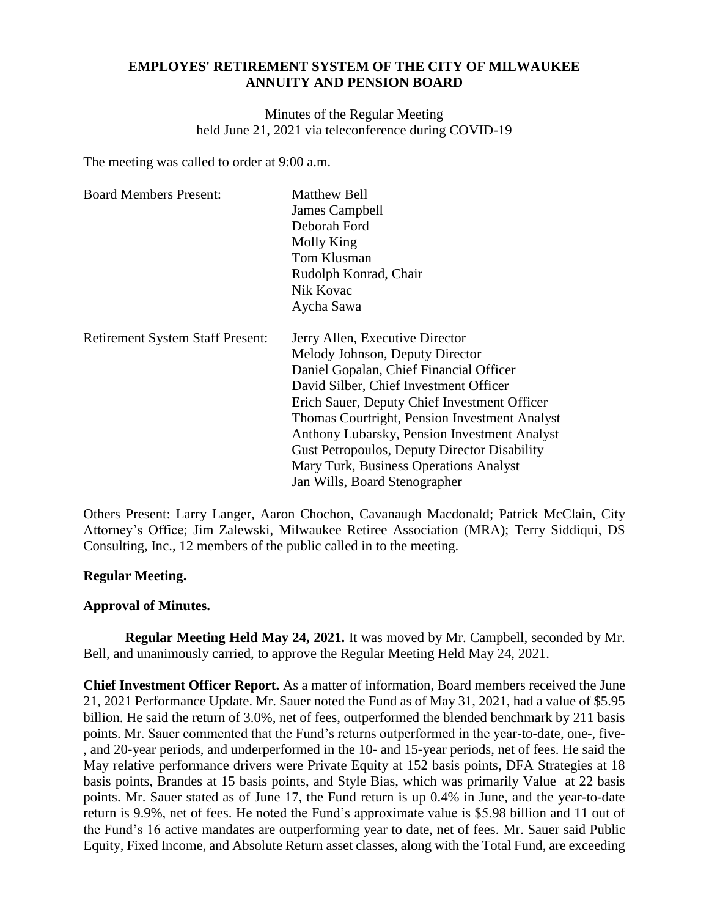# EMPLOYES' RETIREMENT SYSTEM OF THE CITY OF MILWAUKEE
# ANNUITY AND PENSION BOARD

Minutes of the Regular Meeting
held June 21, 2021 via teleconference during COVID-19

The meeting was called to order at 9:00 a.m.

| | |
|---|---|
| Board Members Present: | Matthew Bell |
| | James Campbell |
| | Deborah Ford |
| | Molly King |
| | Tom Klusman |
| | Rudolph Konrad, Chair |
| | Nik Kovac |
| | Aycha Sawa |
| Retirement System Staff Present: | Jerry Allen, Executive Director |
| | Melody Johnson, Deputy Director |
| | Daniel Gopalan, Chief Financial Officer |
| | David Silber, Chief Investment Officer |
| | Erich Sauer, Deputy Chief Investment Officer |
| | Thomas Courtright, Pension Investment Analyst |
| | Anthony Lubarsky, Pension Investment Analyst |
| | Gust Petropoulos, Deputy Director Disability |
| | Mary Turk, Business Operations Analyst |
| | Jan Wills, Board Stenographer |

Others Present: Larry Langer, Aaron Chochon, Cavanaugh Macdonald; Patrick McClain, City Attorney's Office; Jim Zalewski, Milwaukee Retiree Association (MRA); Terry Siddiqui, DS Consulting, Inc., 12 members of the public called in to the meeting.

**Regular Meeting.**

**Approval of Minutes.**

**Regular Meeting Held May 24, 2021.** It was moved by Mr. Campbell, seconded by Mr. Bell, and unanimously carried, to approve the Regular Meeting Held May 24, 2021.

**Chief Investment Officer Report.** As a matter of information, Board members received the June 21, 2021 Performance Update. Mr. Sauer noted the Fund as of May 31, 2021, had a value of $5.95 billion. He said the return of 3.0%, net of fees, outperformed the blended benchmark by 211 basis points. Mr. Sauer commented that the Fund's returns outperformed in the year-to-date, one-, five-, and 20-year periods, and underperformed in the 10- and 15-year periods, net of fees. He said the May relative performance drivers were Private Equity at 152 basis points, DFA Strategies at 18 basis points, Brandes at 15 basis points, and Style Bias, which was primarily Value at 22 basis points. Mr. Sauer stated as of June 17, the Fund return is up 0.4% in June, and the year-to-date return is 9.9%, net of fees. He noted the Fund's approximate value is $5.98 billion and 11 out of the Fund's 16 active mandates are outperforming year to date, net of fees. Mr. Sauer said Public Equity, Fixed Income, and Absolute Return asset classes, along with the Total Fund, are exceeding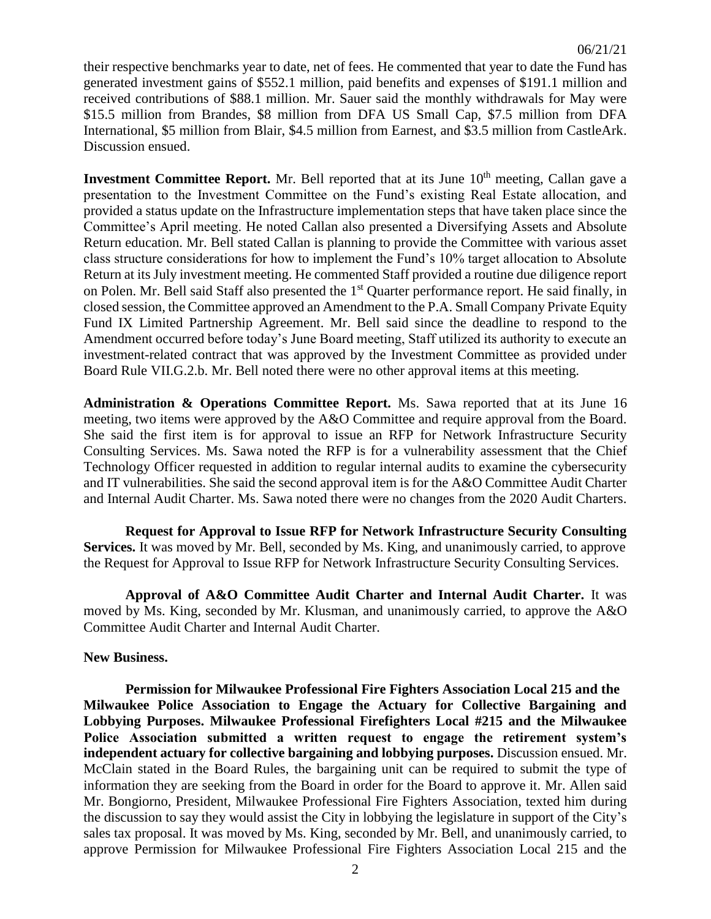their respective benchmarks year to date, net of fees. He commented that year to date the Fund has generated investment gains of $552.1 million, paid benefits and expenses of $191.1 million and received contributions of $88.1 million. Mr. Sauer said the monthly withdrawals for May were $15.5 million from Brandes, $8 million from DFA US Small Cap, $7.5 million from DFA International, $5 million from Blair, $4.5 million from Earnest, and $3.5 million from CastleArk. Discussion ensued.

**Investment Committee Report.** Mr. Bell reported that at its June 10th meeting, Callan gave a presentation to the Investment Committee on the Fund's existing Real Estate allocation, and provided a status update on the Infrastructure implementation steps that have taken place since the Committee's April meeting. He noted Callan also presented a Diversifying Assets and Absolute Return education. Mr. Bell stated Callan is planning to provide the Committee with various asset class structure considerations for how to implement the Fund's 10% target allocation to Absolute Return at its July investment meeting. He commented Staff provided a routine due diligence report on Polen. Mr. Bell said Staff also presented the 1st Quarter performance report. He said finally, in closed session, the Committee approved an Amendment to the P.A. Small Company Private Equity Fund IX Limited Partnership Agreement. Mr. Bell said since the deadline to respond to the Amendment occurred before today's June Board meeting, Staff utilized its authority to execute an investment-related contract that was approved by the Investment Committee as provided under Board Rule VII.G.2.b. Mr. Bell noted there were no other approval items at this meeting.

**Administration & Operations Committee Report.** Ms. Sawa reported that at its June 16 meeting, two items were approved by the A&O Committee and require approval from the Board. She said the first item is for approval to issue an RFP for Network Infrastructure Security Consulting Services. Ms. Sawa noted the RFP is for a vulnerability assessment that the Chief Technology Officer requested in addition to regular internal audits to examine the cybersecurity and IT vulnerabilities. She said the second approval item is for the A&O Committee Audit Charter and Internal Audit Charter. Ms. Sawa noted there were no changes from the 2020 Audit Charters.

**Request for Approval to Issue RFP for Network Infrastructure Security Consulting Services.** It was moved by Mr. Bell, seconded by Ms. King, and unanimously carried, to approve the Request for Approval to Issue RFP for Network Infrastructure Security Consulting Services.

**Approval of A&O Committee Audit Charter and Internal Audit Charter.** It was moved by Ms. King, seconded by Mr. Klusman, and unanimously carried, to approve the A&O Committee Audit Charter and Internal Audit Charter.

**New Business.**

**Permission for Milwaukee Professional Fire Fighters Association Local 215 and the Milwaukee Police Association to Engage the Actuary for Collective Bargaining and Lobbying Purposes. Milwaukee Professional Firefighters Local #215 and the Milwaukee Police Association submitted a written request to engage the retirement system's independent actuary for collective bargaining and lobbying purposes.** Discussion ensued. Mr. McClain stated in the Board Rules, the bargaining unit can be required to submit the type of information they are seeking from the Board in order for the Board to approve it. Mr. Allen said Mr. Bongiorno, President, Milwaukee Professional Fire Fighters Association, texted him during the discussion to say they would assist the City in lobbying the legislature in support of the City's sales tax proposal. It was moved by Ms. King, seconded by Mr. Bell, and unanimously carried, to approve Permission for Milwaukee Professional Fire Fighters Association Local 215 and the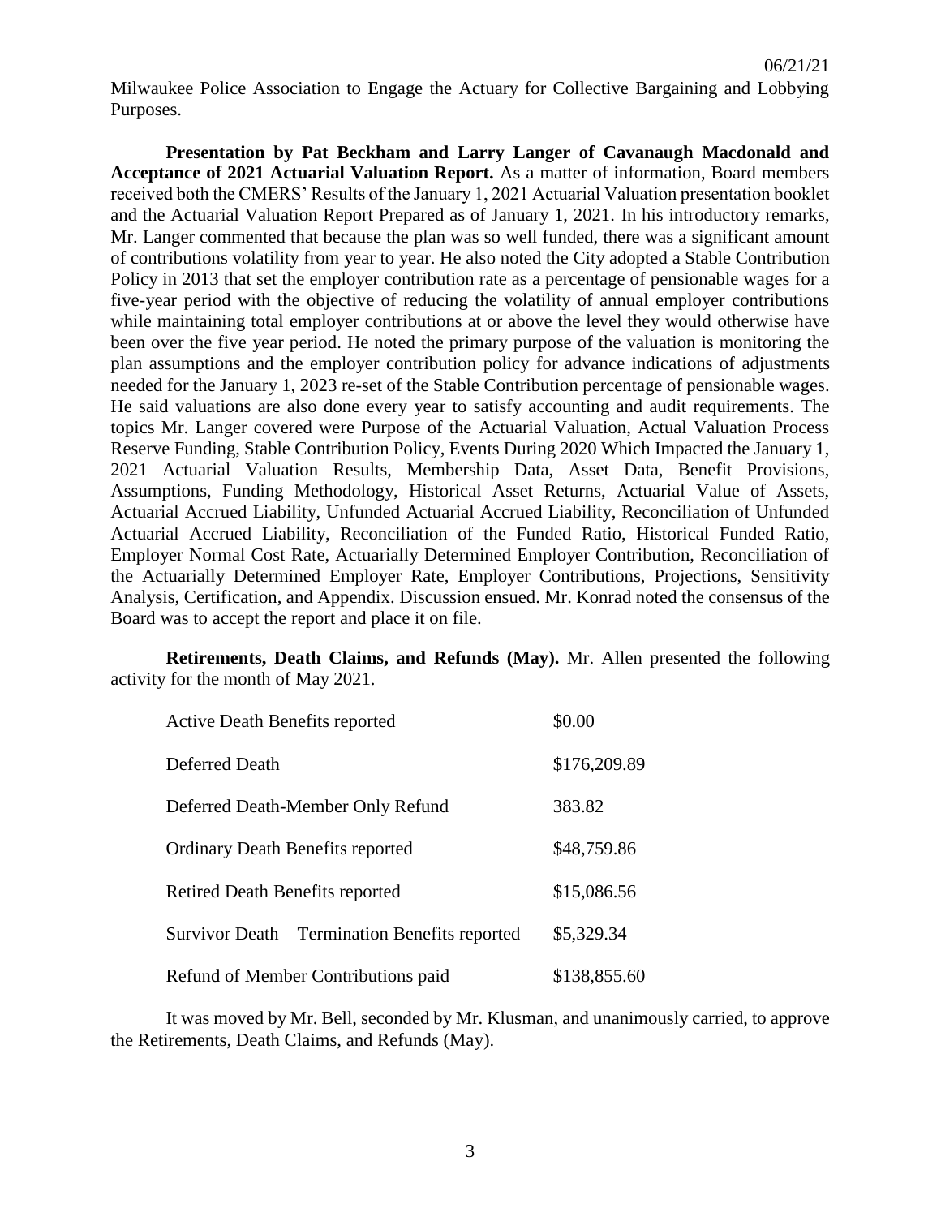Milwaukee Police Association to Engage the Actuary for Collective Bargaining and Lobbying Purposes.

**Presentation by Pat Beckham and Larry Langer of Cavanaugh Macdonald and Acceptance of 2021 Actuarial Valuation Report.** As a matter of information, Board members received both the CMERS' Results of the January 1, 2021 Actuarial Valuation presentation booklet and the Actuarial Valuation Report Prepared as of January 1, 2021. In his introductory remarks, Mr. Langer commented that because the plan was so well funded, there was a significant amount of contributions volatility from year to year. He also noted the City adopted a Stable Contribution Policy in 2013 that set the employer contribution rate as a percentage of pensionable wages for a five-year period with the objective of reducing the volatility of annual employer contributions while maintaining total employer contributions at or above the level they would otherwise have been over the five year period. He noted the primary purpose of the valuation is monitoring the plan assumptions and the employer contribution policy for advance indications of adjustments needed for the January 1, 2023 re-set of the Stable Contribution percentage of pensionable wages. He said valuations are also done every year to satisfy accounting and audit requirements. The topics Mr. Langer covered were Purpose of the Actuarial Valuation, Actual Valuation Process Reserve Funding, Stable Contribution Policy, Events During 2020 Which Impacted the January 1, 2021 Actuarial Valuation Results, Membership Data, Asset Data, Benefit Provisions, Assumptions, Funding Methodology, Historical Asset Returns, Actuarial Value of Assets, Actuarial Accrued Liability, Unfunded Actuarial Accrued Liability, Reconciliation of Unfunded Actuarial Accrued Liability, Reconciliation of the Funded Ratio, Historical Funded Ratio, Employer Normal Cost Rate, Actuarially Determined Employer Contribution, Reconciliation of the Actuarially Determined Employer Rate, Employer Contributions, Projections, Sensitivity Analysis, Certification, and Appendix. Discussion ensued. Mr. Konrad noted the consensus of the Board was to accept the report and place it on file.

**Retirements, Death Claims, and Refunds (May).** Mr. Allen presented the following activity for the month of May 2021.

| | |
|---|---|
| Active Death Benefits reported | \$0.00 |
| Deferred Death | \$176,209.89 |
| Deferred Death-Member Only Refund | 383.82 |
| Ordinary Death Benefits reported | \$48,759.86 |
| Retired Death Benefits reported | \$15,086.56 |
| Survivor Death – Termination Benefits reported | \$5,329.34 |
| Refund of Member Contributions paid | \$138,855.60 |

It was moved by Mr. Bell, seconded by Mr. Klusman, and unanimously carried, to approve the Retirements, Death Claims, and Refunds (May).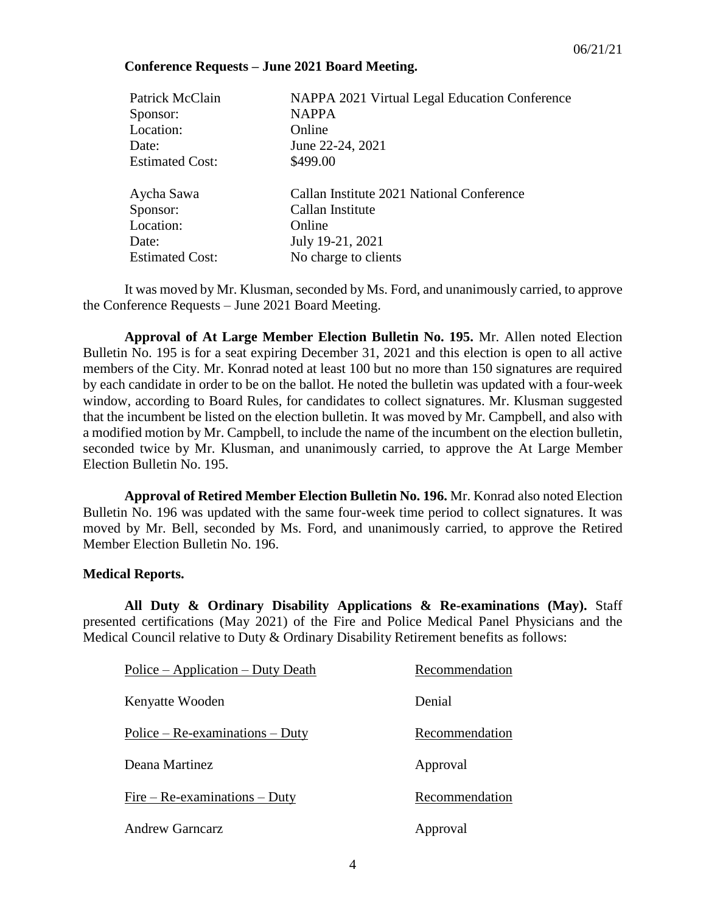06/21/21

**Conference Requests – June 2021 Board Meeting.**

| | |
|---|---|
| Patrick McClain | NAPPA 2021 Virtual Legal Education Conference |
| Sponsor: | NAPPA |
| Location: | Online |
| Date: | June 22-24, 2021 |
| Estimated Cost: | $499.00 |
| | |
| Aycha Sawa | Callan Institute 2021 National Conference |
| Sponsor: | Callan Institute |
| Location: | Online |
| Date: | July 19-21, 2021 |
| Estimated Cost: | No charge to clients |

It was moved by Mr. Klusman, seconded by Ms. Ford, and unanimously carried, to approve the Conference Requests – June 2021 Board Meeting.

**Approval of At Large Member Election Bulletin No. 195.** Mr. Allen noted Election Bulletin No. 195 is for a seat expiring December 31, 2021 and this election is open to all active members of the City. Mr. Konrad noted at least 100 but no more than 150 signatures are required by each candidate in order to be on the ballot. He noted the bulletin was updated with a four-week window, according to Board Rules, for candidates to collect signatures. Mr. Klusman suggested that the incumbent be listed on the election bulletin. It was moved by Mr. Campbell, and also with a modified motion by Mr. Campbell, to include the name of the incumbent on the election bulletin, seconded twice by Mr. Klusman, and unanimously carried, to approve the At Large Member Election Bulletin No. 195.

**Approval of Retired Member Election Bulletin No. 196.** Mr. Konrad also noted Election Bulletin No. 196 was updated with the same four-week time period to collect signatures. It was moved by Mr. Bell, seconded by Ms. Ford, and unanimously carried, to approve the Retired Member Election Bulletin No. 196.

**Medical Reports.**

**All Duty & Ordinary Disability Applications & Re-examinations (May).** Staff presented certifications (May 2021) of the Fire and Police Medical Panel Physicians and the Medical Council relative to Duty & Ordinary Disability Retirement benefits as follows:

| Police – Application – Duty Death | Recommendation |
|---|---|
| Kenyatte Wooden | Denial |
| **Police – Re-examinations – Duty** | **Recommendation** |
| Deana Martinez | Approval |
| **Fire – Re-examinations – Duty** | **Recommendation** |
| Andrew Garncarz | Approval |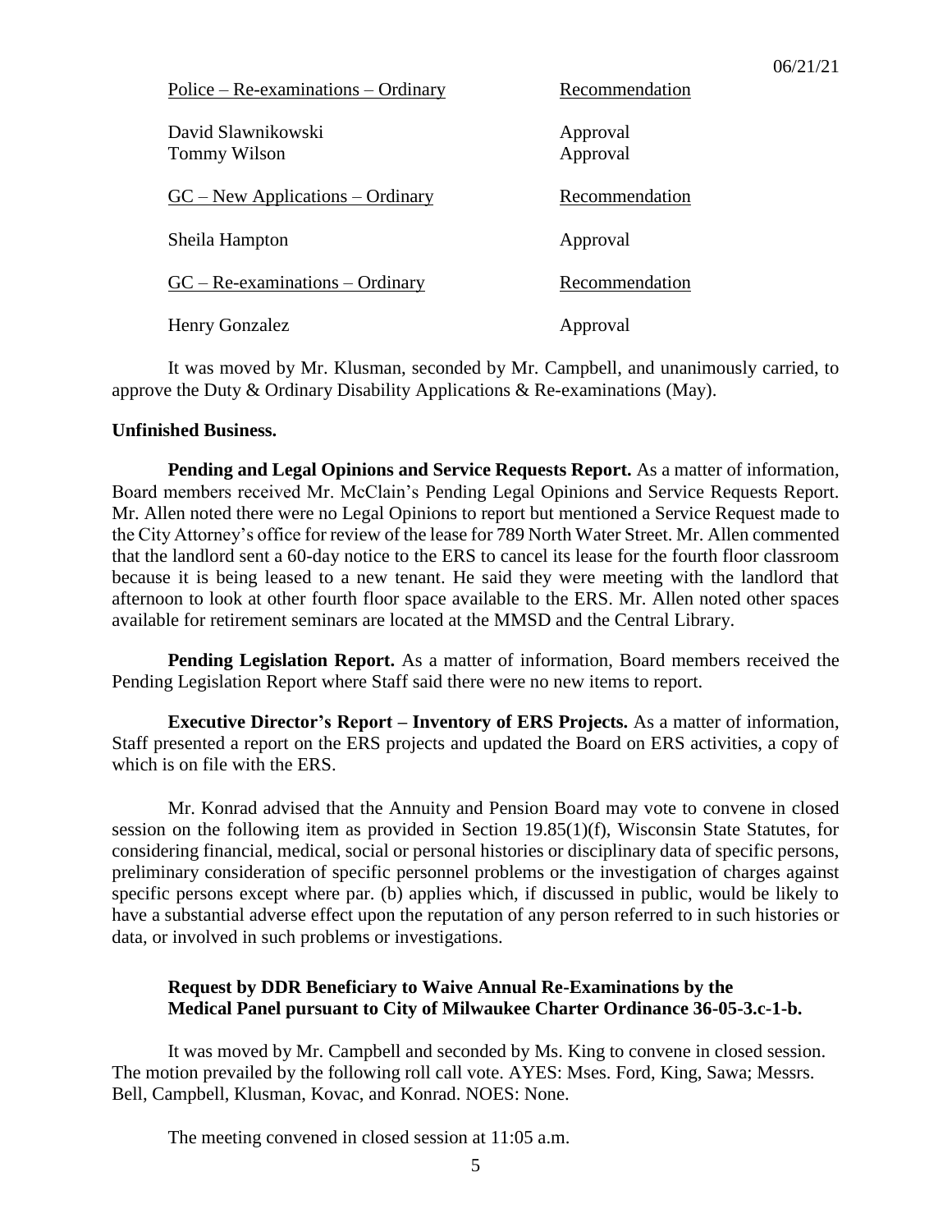| Police – Re-examinations – Ordinary | Recommendation |
|---|---|
| David Slawnikowski | Approval |
| Tommy Wilson | Approval |

| GC – New Applications – Ordinary | Recommendation |
|---|---|
| Sheila Hampton | Approval |

| GC – Re-examinations – Ordinary | Recommendation |
|---|---|
| Henry Gonzalez | Approval |

It was moved by Mr. Klusman, seconded by Mr. Campbell, and unanimously carried, to approve the Duty & Ordinary Disability Applications & Re-examinations (May).

**Unfinished Business.**

**Pending and Legal Opinions and Service Requests Report.** As a matter of information, Board members received Mr. McClain's Pending Legal Opinions and Service Requests Report. Mr. Allen noted there were no Legal Opinions to report but mentioned a Service Request made to the City Attorney's office for review of the lease for 789 North Water Street. Mr. Allen commented that the landlord sent a 60-day notice to the ERS to cancel its lease for the fourth floor classroom because it is being leased to a new tenant. He said they were meeting with the landlord that afternoon to look at other fourth floor space available to the ERS. Mr. Allen noted other spaces available for retirement seminars are located at the MMSD and the Central Library.

**Pending Legislation Report.** As a matter of information, Board members received the Pending Legislation Report where Staff said there were no new items to report.

**Executive Director's Report – Inventory of ERS Projects.** As a matter of information, Staff presented a report on the ERS projects and updated the Board on ERS activities, a copy of which is on file with the ERS.

Mr. Konrad advised that the Annuity and Pension Board may vote to convene in closed session on the following item as provided in Section 19.85(1)(f), Wisconsin State Statutes, for considering financial, medical, social or personal histories or disciplinary data of specific persons, preliminary consideration of specific personnel problems or the investigation of charges against specific persons except where par. (b) applies which, if discussed in public, would be likely to have a substantial adverse effect upon the reputation of any person referred to in such histories or data, or involved in such problems or investigations.

**Request by DDR Beneficiary to Waive Annual Re-Examinations by the Medical Panel pursuant to City of Milwaukee Charter Ordinance 36-05-3.c-1-b.**

It was moved by Mr. Campbell and seconded by Ms. King to convene in closed session. The motion prevailed by the following roll call vote. AYES: Mses. Ford, King, Sawa; Messrs. Bell, Campbell, Klusman, Kovac, and Konrad. NOES: None.

The meeting convened in closed session at 11:05 a.m.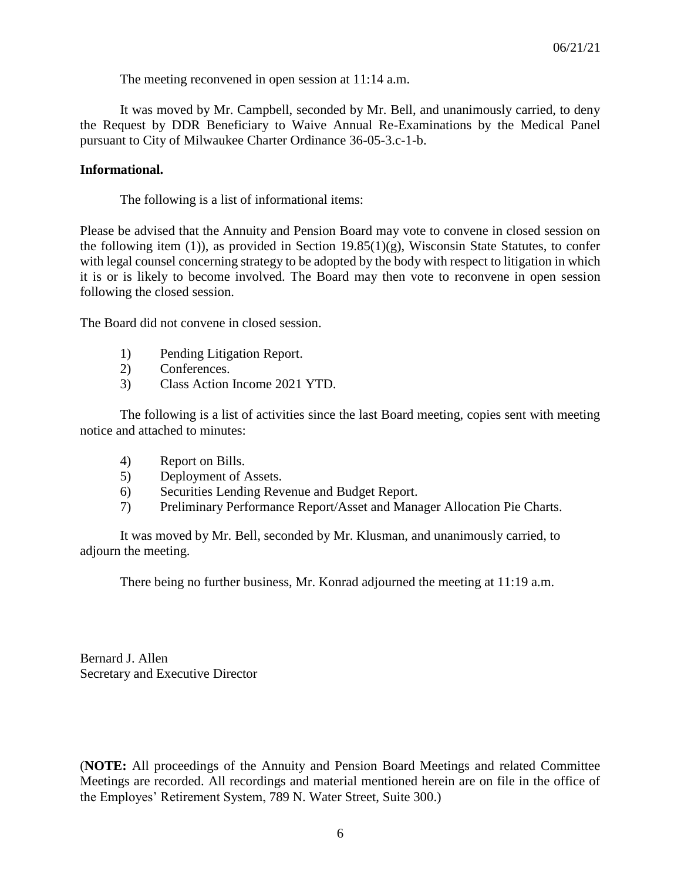The meeting reconvened in open session at 11:14 a.m.

It was moved by Mr. Campbell, seconded by Mr. Bell, and unanimously carried, to deny the Request by DDR Beneficiary to Waive Annual Re-Examinations by the Medical Panel pursuant to City of Milwaukee Charter Ordinance 36-05-3.c-1-b.

**Informational.**

The following is a list of informational items:

Please be advised that the Annuity and Pension Board may vote to convene in closed session on the following item (1)), as provided in Section 19.85(1)(g), Wisconsin State Statutes, to confer with legal counsel concerning strategy to be adopted by the body with respect to litigation in which it is or is likely to become involved. The Board may then vote to reconvene in open session following the closed session.

The Board did not convene in closed session.

1) Pending Litigation Report.
2) Conferences.
3) Class Action Income 2021 YTD.

The following is a list of activities since the last Board meeting, copies sent with meeting notice and attached to minutes:

4) Report on Bills.
5) Deployment of Assets.
6) Securities Lending Revenue and Budget Report.
7) Preliminary Performance Report/Asset and Manager Allocation Pie Charts.

It was moved by Mr. Bell, seconded by Mr. Klusman, and unanimously carried, to adjourn the meeting.

There being no further business, Mr. Konrad adjourned the meeting at 11:19 a.m.

Bernard J. Allen
Secretary and Executive Director

(**NOTE:** All proceedings of the Annuity and Pension Board Meetings and related Committee Meetings are recorded. All recordings and material mentioned herein are on file in the office of the Employes' Retirement System, 789 N. Water Street, Suite 300.)